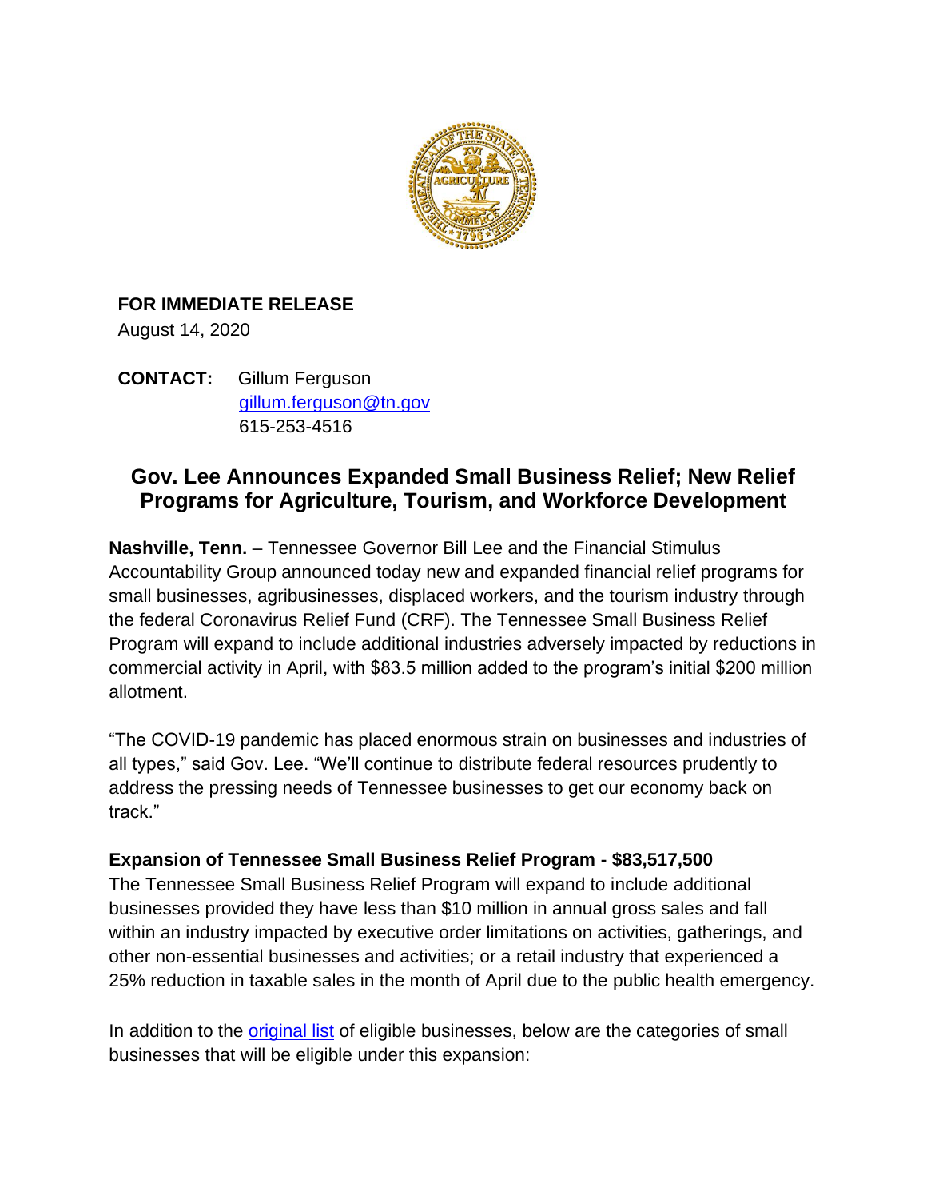**FOR IMMEDIATE RELEASE**
August 14, 2020

**CONTACT:** Gillum Ferguson
[gillum.ferguson@tn.gov](mailto:gillum.ferguson@tn.gov)
615-253-4516

## Gov. Lee Announces Expanded Small Business Relief; New Relief Programs for Agriculture, Tourism, and Workforce Development

**Nashville, Tenn.** – Tennessee Governor Bill Lee and the Financial Stimulus Accountability Group announced today new and expanded financial relief programs for small businesses, agribusinesses, displaced workers, and the tourism industry through the federal Coronavirus Relief Fund (CRF). The Tennessee Small Business Relief Program will expand to include additional industries adversely impacted by reductions in commercial activity in April, with $83.5 million added to the program's initial $200 million allotment.

"The COVID-19 pandemic has placed enormous strain on businesses and industries of all types," said Gov. Lee. "We'll continue to distribute federal resources prudently to address the pressing needs of Tennessee businesses to get our economy back on track."

**Expansion of Tennessee Small Business Relief Program - $83,517,500**

The Tennessee Small Business Relief Program will expand to include additional businesses provided they have less than $10 million in annual gross sales and fall within an industry impacted by executive order limitations on activities, gatherings, and other non-essential businesses and activities; or a retail industry that experienced a 25% reduction in taxable sales in the month of April due to the public health emergency.

In addition to the [original list](original list) of eligible businesses, below are the categories of small businesses that will be eligible under this expansion: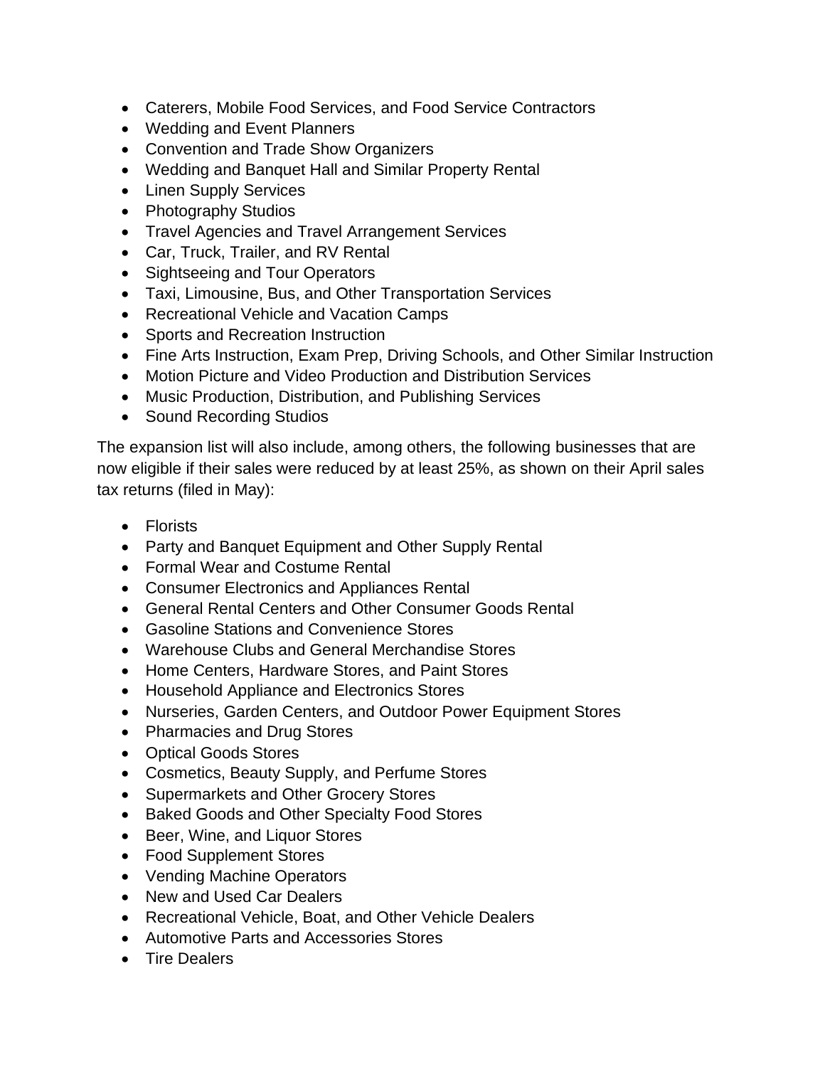- Caterers, Mobile Food Services, and Food Service Contractors
- Wedding and Event Planners
- Convention and Trade Show Organizers
- Wedding and Banquet Hall and Similar Property Rental
- Linen Supply Services
- Photography Studios
- Travel Agencies and Travel Arrangement Services
- Car, Truck, Trailer, and RV Rental
- Sightseeing and Tour Operators
- Taxi, Limousine, Bus, and Other Transportation Services
- Recreational Vehicle and Vacation Camps
- Sports and Recreation Instruction
- Fine Arts Instruction, Exam Prep, Driving Schools, and Other Similar Instruction
- Motion Picture and Video Production and Distribution Services
- Music Production, Distribution, and Publishing Services
- Sound Recording Studios

The expansion list will also include, among others, the following businesses that are now eligible if their sales were reduced by at least 25%, as shown on their April sales tax returns (filed in May):

- Florists
- Party and Banquet Equipment and Other Supply Rental
- Formal Wear and Costume Rental
- Consumer Electronics and Appliances Rental
- General Rental Centers and Other Consumer Goods Rental
- Gasoline Stations and Convenience Stores
- Warehouse Clubs and General Merchandise Stores
- Home Centers, Hardware Stores, and Paint Stores
- Household Appliance and Electronics Stores
- Nurseries, Garden Centers, and Outdoor Power Equipment Stores
- Pharmacies and Drug Stores
- Optical Goods Stores
- Cosmetics, Beauty Supply, and Perfume Stores
- Supermarkets and Other Grocery Stores
- Baked Goods and Other Specialty Food Stores
- Beer, Wine, and Liquor Stores
- Food Supplement Stores
- Vending Machine Operators
- New and Used Car Dealers
- Recreational Vehicle, Boat, and Other Vehicle Dealers
- Automotive Parts and Accessories Stores
- Tire Dealers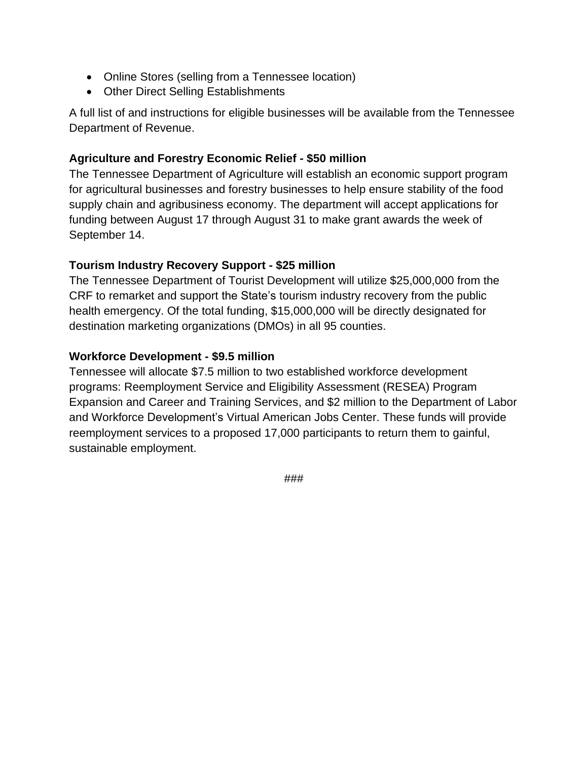- Online Stores (selling from a Tennessee location)
- Other Direct Selling Establishments

A full list of and instructions for eligible businesses will be available from the Tennessee Department of Revenue.

**Agriculture and Forestry Economic Relief - $50 million**
The Tennessee Department of Agriculture will establish an economic support program for agricultural businesses and forestry businesses to help ensure stability of the food supply chain and agribusiness economy. The department will accept applications for funding between August 17 through August 31 to make grant awards the week of September 14.

**Tourism Industry Recovery Support - $25 million**
The Tennessee Department of Tourist Development will utilize $25,000,000 from the CRF to remarket and support the State's tourism industry recovery from the public health emergency. Of the total funding, $15,000,000 will be directly designated for destination marketing organizations (DMOs) in all 95 counties.

**Workforce Development - $9.5 million**
Tennessee will allocate $7.5 million to two established workforce development programs: Reemployment Service and Eligibility Assessment (RESEA) Program Expansion and Career and Training Services, and $2 million to the Department of Labor and Workforce Development's Virtual American Jobs Center. These funds will provide reemployment services to a proposed 17,000 participants to return them to gainful, sustainable employment.

###